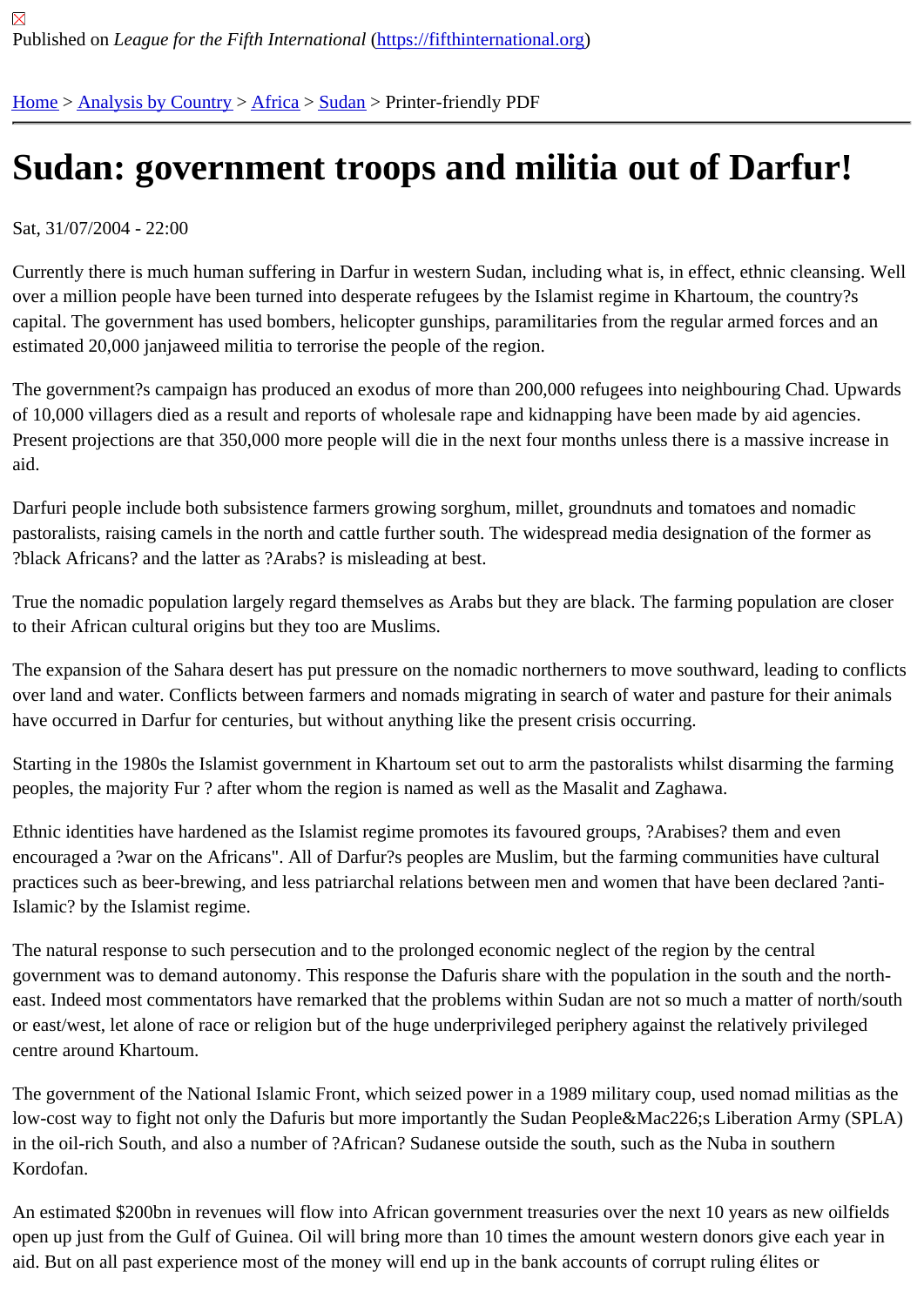Published on *League for the Fifth International* (https://fifthinternational.org)

Home > Analysis by Country > Africa > Sudan > Printer-friendly PDF

# Sudan: government troops and militia out of Darfur!

Sat, 31/07/2004 - 22:00

Currently there is much human suffering in Darfur in western Sudan, including what is, in effect, ethnic cleansing. Well over a million people have been turned into desperate refugees by the Islamist regime in Khartoum, the country?s capital. The government has used bombers, helicopter gunships, paramilitaries from the regular armed forces and an estimated 20,000 janjaweed militia to terrorise the people of the region.

The government?s campaign has produced an exodus of more than 200,000 refugees into neighbouring Chad. Upwards of 10,000 villagers died as a result and reports of wholesale rape and kidnapping have been made by aid agencies. Present projections are that 350,000 more people will die in the next four months unless there is a massive increase in aid.

Darfuri people include both subsistence farmers growing sorghum, millet, groundnuts and tomatoes and nomadic pastoralists, raising camels in the north and cattle further south. The widespread media designation of the former as ?black Africans? and the latter as ?Arabs? is misleading at best.

True the nomadic population largely regard themselves as Arabs but they are black. The farming population are closer to their African cultural origins but they too are Muslims.

The expansion of the Sahara desert has put pressure on the nomadic northerners to move southward, leading to conflicts over land and water. Conflicts between farmers and nomads migrating in search of water and pasture for their animals have occurred in Darfur for centuries, but without anything like the present crisis occurring.

Starting in the 1980s the Islamist government in Khartoum set out to arm the pastoralists whilst disarming the farming peoples, the majority Fur ? after whom the region is named as well as the Masalit and Zaghawa.

Ethnic identities have hardened as the Islamist regime promotes its favoured groups, ?Arabises? them and even encouraged a ?war on the Africans". All of Darfur?s peoples are Muslim, but the farming communities have cultural practices such as beer-brewing, and less patriarchal relations between men and women that have been declared ?anti-Islamic? by the Islamist regime.

The natural response to such persecution and to the prolonged economic neglect of the region by the central government was to demand autonomy. This response the Dafuris share with the population in the south and the north-east. Indeed most commentators have remarked that the problems within Sudan are not so much a matter of north/south or east/west, let alone of race or religion but of the huge underprivileged periphery against the relatively privileged centre around Khartoum.

The government of the National Islamic Front, which seized power in a 1989 military coup, used nomad militias as the low-cost way to fight not only the Dafuris but more importantly the Sudan People&Mac226;s Liberation Army (SPLA) in the oil-rich South, and also a number of ?African? Sudanese outside the south, such as the Nuba in southern Kordofan.

An estimated $200bn in revenues will flow into African government treasuries over the next 10 years as new oilfields open up just from the Gulf of Guinea. Oil will bring more than 10 times the amount western donors give each year in aid. But on all past experience most of the money will end up in the bank accounts of corrupt ruling élites or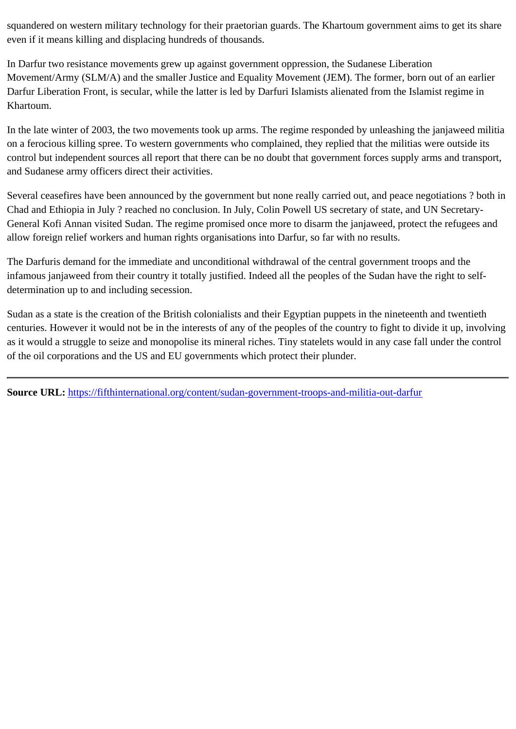squandered on western military technology for their praetorian guards. The Khartoum government aims to get its share even if it means killing and displacing hundreds of thousands.

In Darfur two resistance movements grew up against government oppression, the Sudanese Liberation Movement/Army (SLM/A) and the smaller Justice and Equality Movement (JEM). The former, born out of an earlier Darfur Liberation Front, is secular, while the latter is led by Darfuri Islamists alienated from the Islamist regime in Khartoum.

In the late winter of 2003, the two movements took up arms. The regime responded by unleashing the janjaweed militia on a ferocious killing spree. To western governments who complained, they replied that the militias were outside its control but independent sources all report that there can be no doubt that government forces supply arms and transport, and Sudanese army officers direct their activities.

Several ceasefires have been announced by the government but none really carried out, and peace negotiations ? both in Chad and Ethiopia in July ? reached no conclusion. In July, Colin Powell US secretary of state, and UN Secretary-General Kofi Annan visited Sudan. The regime promised once more to disarm the janjaweed, protect the refugees and allow foreign relief workers and human rights organisations into Darfur, so far with no results.

The Darfuris demand for the immediate and unconditional withdrawal of the central government troops and the infamous janjaweed from their country it totally justified. Indeed all the peoples of the Sudan have the right to self-determination up to and including secession.

Sudan as a state is the creation of the British colonialists and their Egyptian puppets in the nineteenth and twentieth centuries. However it would not be in the interests of any of the peoples of the country to fight to divide it up, involving as it would a struggle to seize and monopolise its mineral riches. Tiny statelets would in any case fall under the control of the oil corporations and the US and EU governments which protect their plunder.

---

**Source URL:** https://fifthinternational.org/content/sudan-government-troops-and-militia-out-darfur